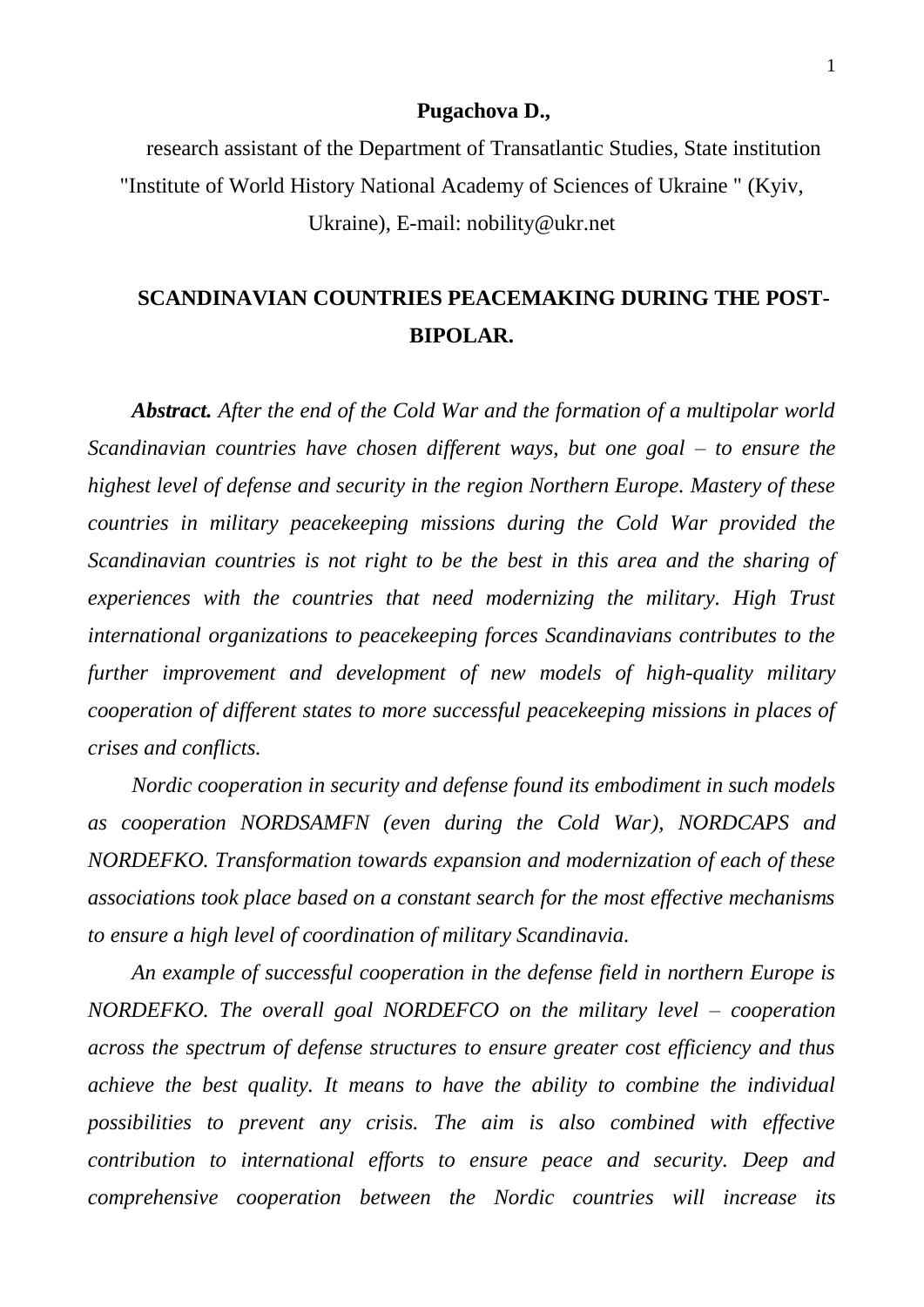**Pugachova D.,**

research assistant of the Department of Transatlantic Studies, State institution "Institute of World History National Academy of Sciences of Ukraine " (Kyiv, Ukraine), E-mail: nobility@ukr.net

# SCANDINAVIAN COUNTRIES PEACEMAKING DURING THE POST-BIPOLAR.

***Abstract.*** *After the end of the Cold War and the formation of a multipolar world Scandinavian countries have chosen different ways, but one goal – to ensure the highest level of defense and security in the region Northern Europe. Mastery of these countries in military peacekeeping missions during the Cold War provided the Scandinavian countries is not right to be the best in this area and the sharing of experiences with the countries that need modernizing the military. High Trust international organizations to peacekeeping forces Scandinavians contributes to the further improvement and development of new models of high-quality military cooperation of different states to more successful peacekeeping missions in places of crises and conflicts.*

*Nordic cooperation in security and defense found its embodiment in such models as cooperation NORDSAMFN (even during the Cold War), NORDCAPS and NORDEFKO. Transformation towards expansion and modernization of each of these associations took place based on a constant search for the most effective mechanisms to ensure a high level of coordination of military Scandinavia.*

*An example of successful cooperation in the defense field in northern Europe is NORDEFKO. The overall goal NORDEFCO on the military level – cooperation across the spectrum of defense structures to ensure greater cost efficiency and thus achieve the best quality. It means to have the ability to combine the individual possibilities to prevent any crisis. The aim is also combined with effective contribution to international efforts to ensure peace and security. Deep and comprehensive cooperation between the Nordic countries will increase its*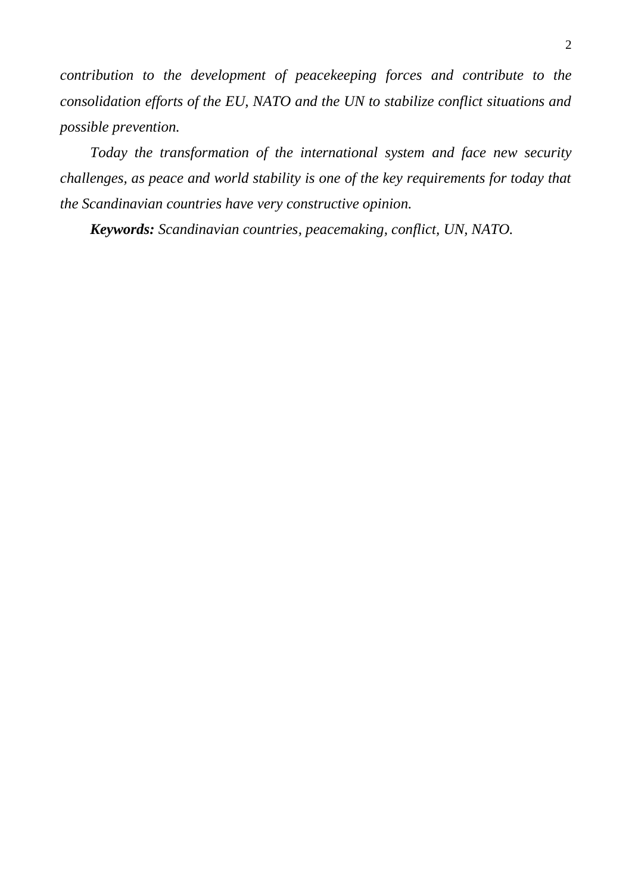*contribution to the development of peacekeeping forces and contribute to the consolidation efforts of the EU, NATO and the UN to stabilize conflict situations and possible prevention.*

*Today the transformation of the international system and face new security challenges, as peace and world stability is one of the key requirements for today that the Scandinavian countries have very constructive opinion.*

***Keywords:*** *Scandinavian countries, peacemaking, conflict, UN, NATO.*